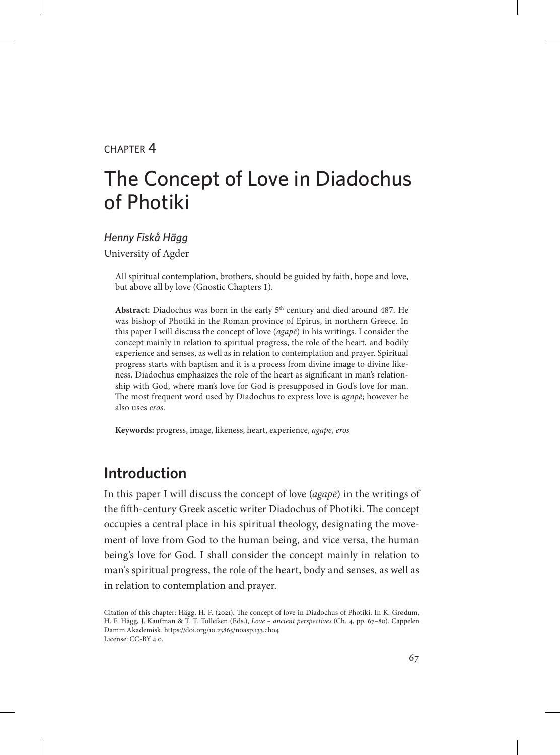CHAPTER 4

# The Concept of Love in Diadochus of Photiki

*Henny Fiskå Hägg*

University of Agder

All spiritual contemplation, brothers, should be guided by faith, hope and love, but above all by love (Gnostic Chapters 1).

**Abstract:** Diadochus was born in the early 5th century and died around 487. He was bishop of Photiki in the Roman province of Epirus, in northern Greece. In this paper I will discuss the concept of love (*agapē*) in his writings. I consider the concept mainly in relation to spiritual progress, the role of the heart, and bodily experience and senses, as well as in relation to contemplation and prayer. Spiritual progress starts with baptism and it is a process from divine image to divine likeness. Diadochus emphasizes the role of the heart as significant in man's relationship with God, where man's love for God is presupposed in God's love for man. The most frequent word used by Diadochus to express love is *agapē*; however he also uses *eros*.

**Keywords:** progress, image, likeness, heart, experience, *agape*, *eros*

## Introduction

In this paper I will discuss the concept of love (*agapē*) in the writings of the fifth-century Greek ascetic writer Diadochus of Photiki. The concept occupies a central place in his spiritual theology, designating the movement of love from God to the human being, and vice versa, the human being's love for God. I shall consider the concept mainly in relation to man's spiritual progress, the role of the heart, body and senses, as well as in relation to contemplation and prayer.

Citation of this chapter: Hägg, H. F. (2021). The concept of love in Diadochus of Photiki. In K. Grødum, H. F. Hägg, J. Kaufman & T. T. Tollefsen (Eds.), *Love – ancient perspectives* (Ch. 4, pp. 67–80). Cappelen Damm Akademisk. https://doi.org/10.23865/noasp.133.ch04
License: CC-BY 4.0.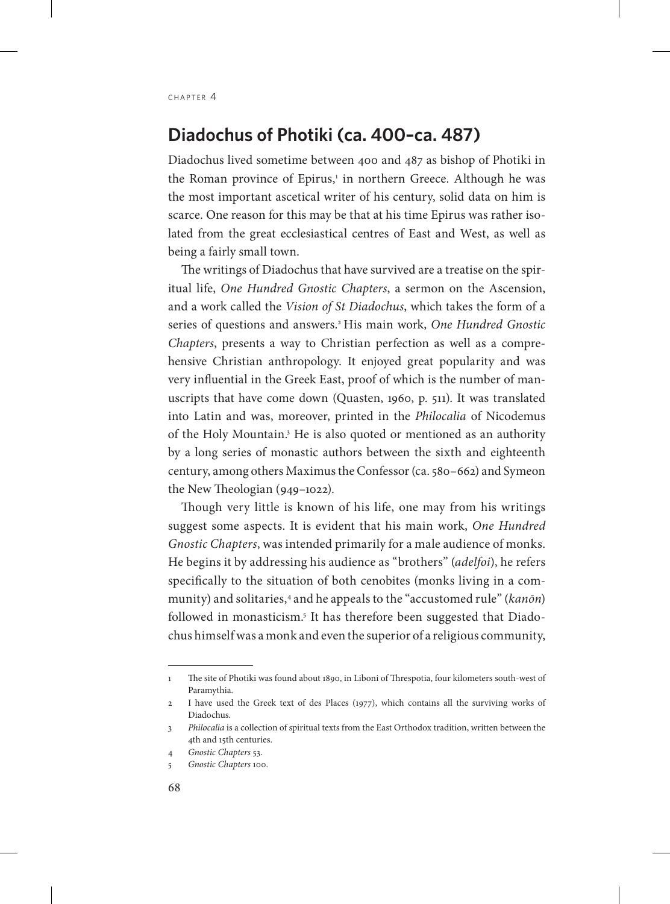CHAPTER 4

# Diadochus of Photiki (ca. 400–ca. 487)

Diadochus lived sometime between 400 and 487 as bishop of Photiki in the Roman province of Epirus,[1] in northern Greece. Although he was the most important ascetical writer of his century, solid data on him is scarce. One reason for this may be that at his time Epirus was rather isolated from the great ecclesiastical centres of East and West, as well as being a fairly small town.

The writings of Diadochus that have survived are a treatise on the spiritual life, *One Hundred Gnostic Chapters*, a sermon on the Ascension, and a work called the *Vision of St Diadochus*, which takes the form of a series of questions and answers.[2] His main work, *One Hundred Gnostic Chapters*, presents a way to Christian perfection as well as a comprehensive Christian anthropology. It enjoyed great popularity and was very influential in the Greek East, proof of which is the number of manuscripts that have come down (Quasten, 1960, p. 511). It was translated into Latin and was, moreover, printed in the *Philocalia* of Nicodemus of the Holy Mountain.[3] He is also quoted or mentioned as an authority by a long series of monastic authors between the sixth and eighteenth century, among others Maximus the Confessor (ca. 580–662) and Symeon the New Theologian (949–1022).

Though very little is known of his life, one may from his writings suggest some aspects. It is evident that his main work, *One Hundred Gnostic Chapters*, was intended primarily for a male audience of monks. He begins it by addressing his audience as "brothers" (*adelfoi*), he refers specifically to the situation of both cenobites (monks living in a community) and solitaries,[4] and he appeals to the "accustomed rule" (*kanōn*) followed in monasticism.[5] It has therefore been suggested that Diadochus himself was a monk and even the superior of a religious community,

---

1 The site of Photiki was found about 1890, in Liboni of Threspotia, four kilometers south-west of Paramythia.

2 I have used the Greek text of des Places (1977), which contains all the surviving works of Diadochus.

3 *Philocalia* is a collection of spiritual texts from the East Orthodox tradition, written between the 4th and 15th centuries.

4 *Gnostic Chapters* 53.

5 *Gnostic Chapters* 100.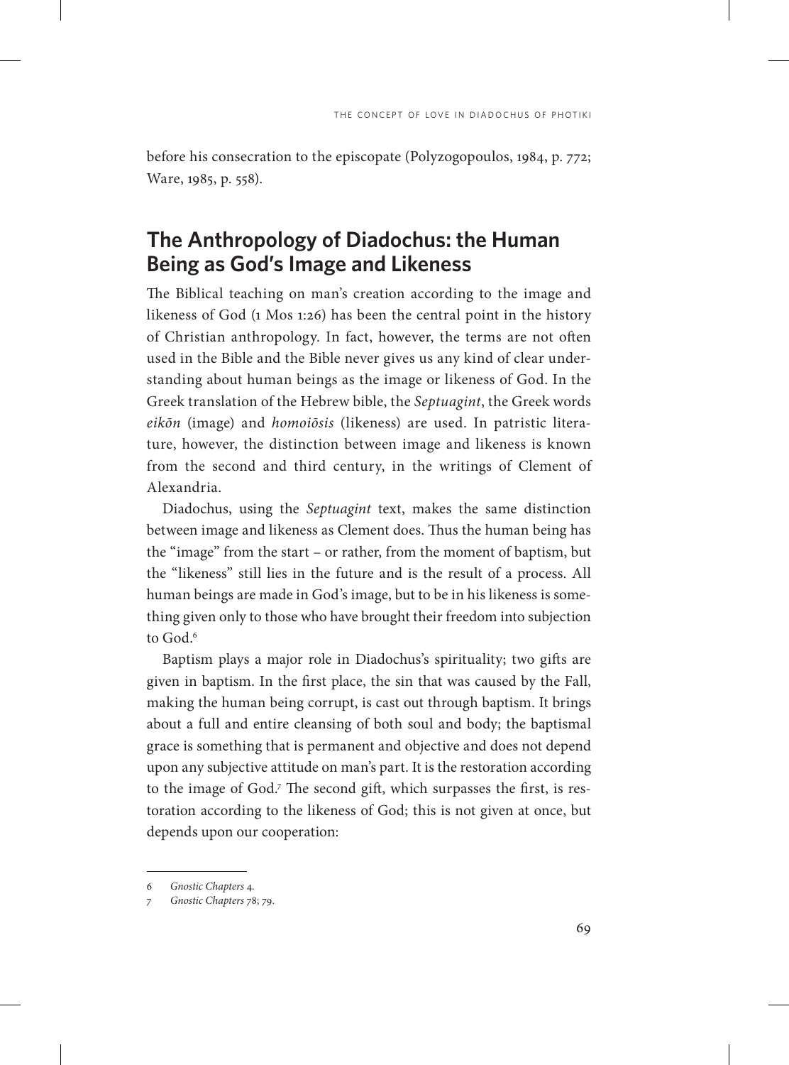before his consecration to the episcopate (Polyzogopoulos, 1984, p. 772; Ware, 1985, p. 558).

## The Anthropology of Diadochus: the Human Being as God's Image and Likeness

The Biblical teaching on man's creation according to the image and likeness of God (1 Mos 1:26) has been the central point in the history of Christian anthropology. In fact, however, the terms are not often used in the Bible and the Bible never gives us any kind of clear understanding about human beings as the image or likeness of God. In the Greek translation of the Hebrew bible, the *Septuagint*, the Greek words *eikōn* (image) and *homoiōsis* (likeness) are used. In patristic literature, however, the distinction between image and likeness is known from the second and third century, in the writings of Clement of Alexandria.

Diadochus, using the *Septuagint* text, makes the same distinction between image and likeness as Clement does. Thus the human being has the "image" from the start – or rather, from the moment of baptism, but the "likeness" still lies in the future and is the result of a process. All human beings are made in God's image, but to be in his likeness is something given only to those who have brought their freedom into subjection to God.[6]

Baptism plays a major role in Diadochus's spirituality; two gifts are given in baptism. In the first place, the sin that was caused by the Fall, making the human being corrupt, is cast out through baptism. It brings about a full and entire cleansing of both soul and body; the baptismal grace is something that is permanent and objective and does not depend upon any subjective attitude on man's part. It is the restoration according to the image of God.[7] The second gift, which surpasses the first, is restoration according to the likeness of God; this is not given at once, but depends upon our cooperation:

---

6 *Gnostic Chapters* 4.

7 *Gnostic Chapters* 78; 79.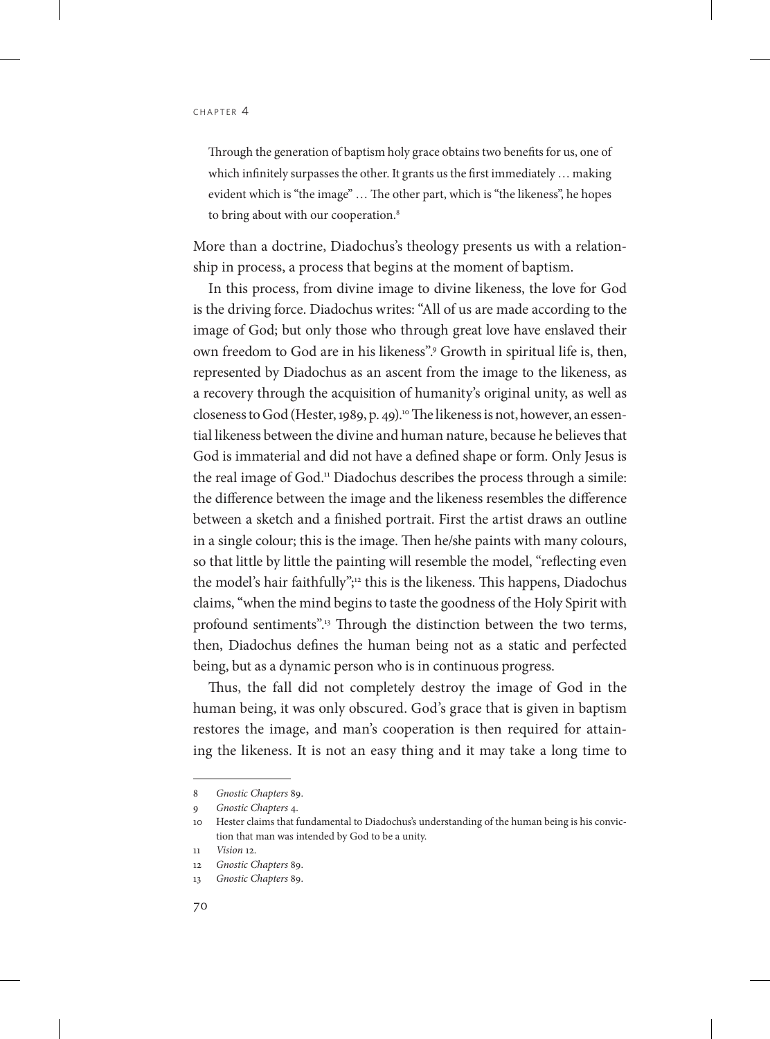> Through the generation of baptism holy grace obtains two benefits for us, one of which infinitely surpasses the other. It grants us the first immediately … making evident which is "the image" … The other part, which is "the likeness", he hopes to bring about with our cooperation.[8]

More than a doctrine, Diadochus's theology presents us with a relationship in process, a process that begins at the moment of baptism.

In this process, from divine image to divine likeness, the love for God is the driving force. Diadochus writes: "All of us are made according to the image of God; but only those who through great love have enslaved their own freedom to God are in his likeness".[9] Growth in spiritual life is, then, represented by Diadochus as an ascent from the image to the likeness, as a recovery through the acquisition of humanity's original unity, as well as closeness to God (Hester, 1989, p. 49).[10] The likeness is not, however, an essential likeness between the divine and human nature, because he believes that God is immaterial and did not have a defined shape or form. Only Jesus is the real image of God.[11] Diadochus describes the process through a simile: the difference between the image and the likeness resembles the difference between a sketch and a finished portrait. First the artist draws an outline in a single colour; this is the image. Then he/she paints with many colours, so that little by little the painting will resemble the model, "reflecting even the model's hair faithfully";[12] this is the likeness. This happens, Diadochus claims, "when the mind begins to taste the goodness of the Holy Spirit with profound sentiments".[13] Through the distinction between the two terms, then, Diadochus defines the human being not as a static and perfected being, but as a dynamic person who is in continuous progress.

Thus, the fall did not completely destroy the image of God in the human being, it was only obscured. God's grace that is given in baptism restores the image, and man's cooperation is then required for attaining the likeness. It is not an easy thing and it may take a long time to

---

8 *Gnostic Chapters* 89.

9 *Gnostic Chapters* 4.

10 Hester claims that fundamental to Diadochus's understanding of the human being is his conviction that man was intended by God to be a unity.

11 *Vision* 12.

12 *Gnostic Chapters* 89.

13 *Gnostic Chapters* 89.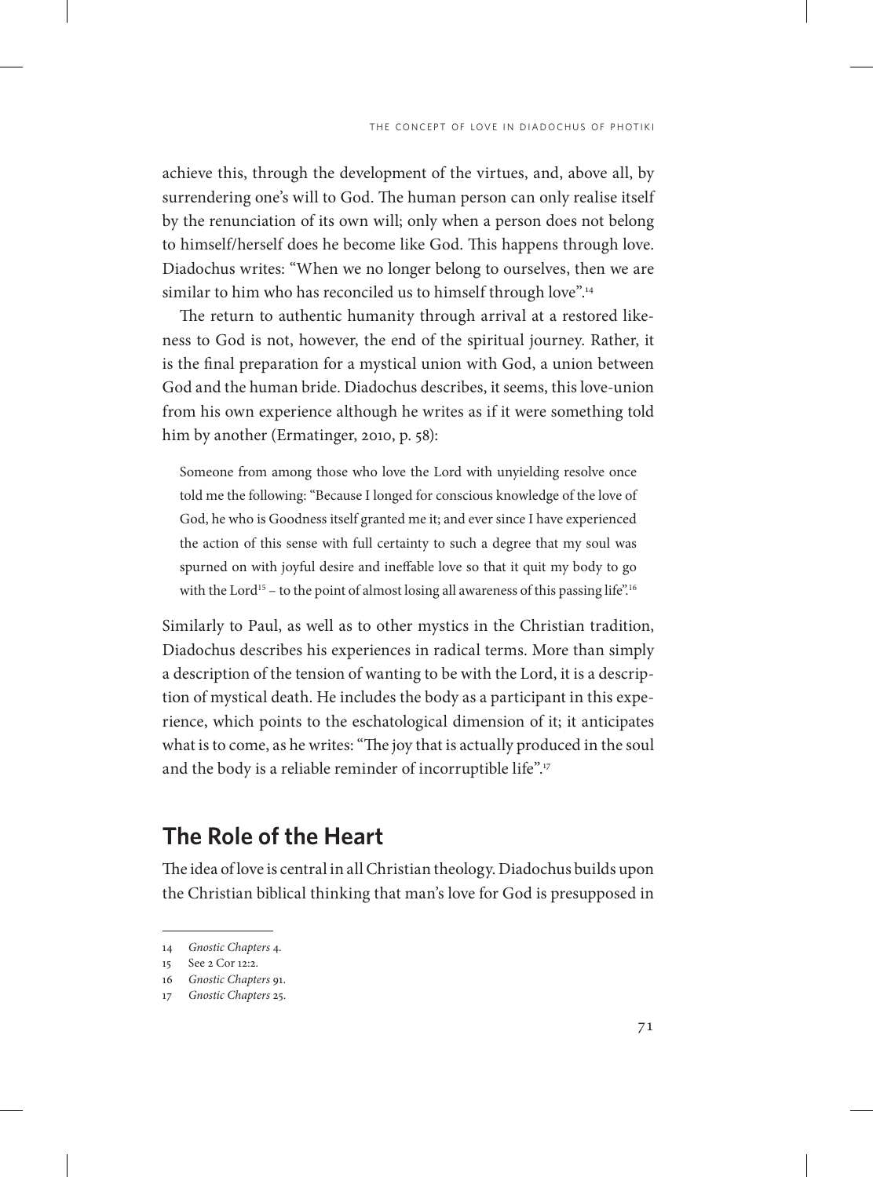achieve this, through the development of the virtues, and, above all, by surrendering one's will to God. The human person can only realise itself by the renunciation of its own will; only when a person does not belong to himself/herself does he become like God. This happens through love. Diadochus writes: "When we no longer belong to ourselves, then we are similar to him who has reconciled us to himself through love".[14]

The return to authentic humanity through arrival at a restored likeness to God is not, however, the end of the spiritual journey. Rather, it is the final preparation for a mystical union with God, a union between God and the human bride. Diadochus describes, it seems, this love-union from his own experience although he writes as if it were something told him by another (Ermatinger, 2010, p. 58):

> Someone from among those who love the Lord with unyielding resolve once told me the following: "Because I longed for conscious knowledge of the love of God, he who is Goodness itself granted me it; and ever since I have experienced the action of this sense with full certainty to such a degree that my soul was spurned on with joyful desire and ineffable love so that it quit my body to go with the Lord[15] – to the point of almost losing all awareness of this passing life".[16]

Similarly to Paul, as well as to other mystics in the Christian tradition, Diadochus describes his experiences in radical terms. More than simply a description of the tension of wanting to be with the Lord, it is a description of mystical death. He includes the body as a participant in this experience, which points to the eschatological dimension of it; it anticipates what is to come, as he writes: "The joy that is actually produced in the soul and the body is a reliable reminder of incorruptible life".[17]

## The Role of the Heart

The idea of love is central in all Christian theology. Diadochus builds upon the Christian biblical thinking that man's love for God is presupposed in

---

14 *Gnostic Chapters* 4.

15 See 2 Cor 12:2.

16 *Gnostic Chapters* 91.

17 *Gnostic Chapters* 25.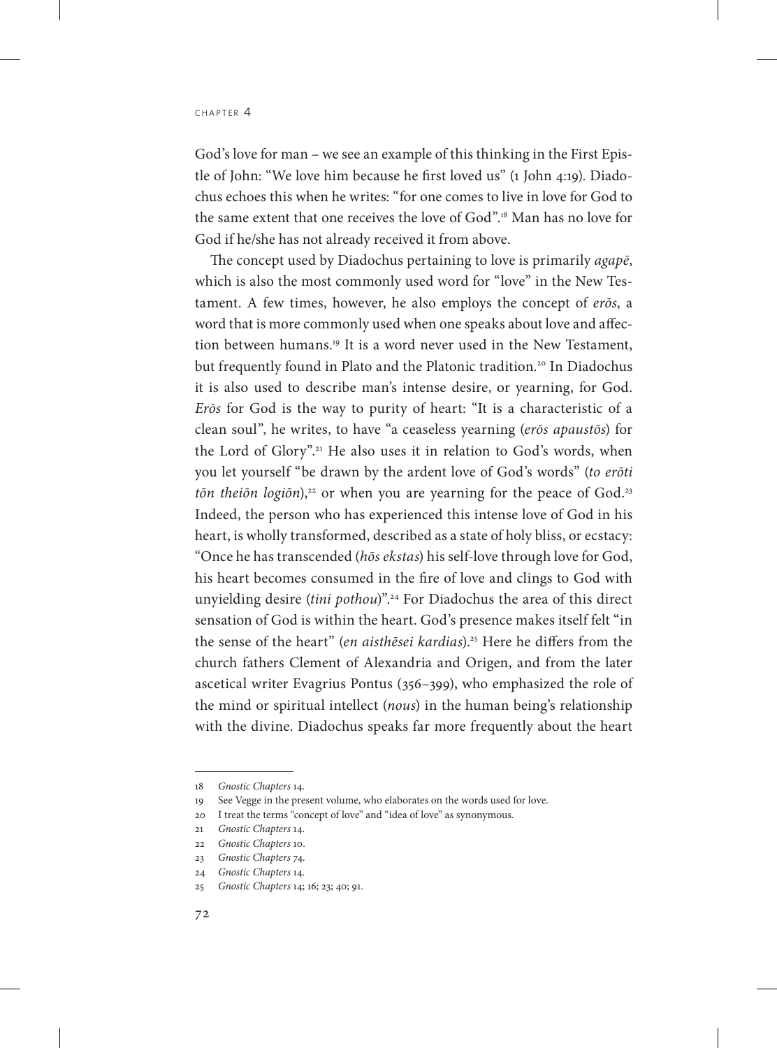God's love for man – we see an example of this thinking in the First Epistle of John: "We love him because he first loved us" (1 John 4:19). Diadochus echoes this when he writes: "for one comes to live in love for God to the same extent that one receives the love of God".[18] Man has no love for God if he/she has not already received it from above.

The concept used by Diadochus pertaining to love is primarily *agapē*, which is also the most commonly used word for "love" in the New Testament. A few times, however, he also employs the concept of *erōs*, a word that is more commonly used when one speaks about love and affection between humans.[19] It is a word never used in the New Testament, but frequently found in Plato and the Platonic tradition.[20] In Diadochus it is also used to describe man's intense desire, or yearning, for God. *Erōs* for God is the way to purity of heart: "It is a characteristic of a clean soul", he writes, to have "a ceaseless yearning (*erōs apaustōs*) for the Lord of Glory".[21] He also uses it in relation to God's words, when you let yourself "be drawn by the ardent love of God's words" (*to erōti tōn theiōn logiōn*),[22] or when you are yearning for the peace of God.[23] Indeed, the person who has experienced this intense love of God in his heart, is wholly transformed, described as a state of holy bliss, or ecstacy: "Once he has transcended (*hōs ekstas*) his self-love through love for God, his heart becomes consumed in the fire of love and clings to God with unyielding desire (*tini pothou*)".[24] For Diadochus the area of this direct sensation of God is within the heart. God's presence makes itself felt "in the sense of the heart" (*en aisthēsei kardias*).[25] Here he differs from the church fathers Clement of Alexandria and Origen, and from the later ascetical writer Evagrius Pontus (356–399), who emphasized the role of the mind or spiritual intellect (*nous*) in the human being's relationship with the divine. Diadochus speaks far more frequently about the heart

---

18 *Gnostic Chapters* 14.

19 See Vegge in the present volume, who elaborates on the words used for love.

20 I treat the terms "concept of love" and "idea of love" as synonymous.

21 *Gnostic Chapters* 14.

22 *Gnostic Chapters* 10.

23 *Gnostic Chapters* 74.

24 *Gnostic Chapters* 14.

25 *Gnostic Chapters* 14; 16; 23; 40; 91.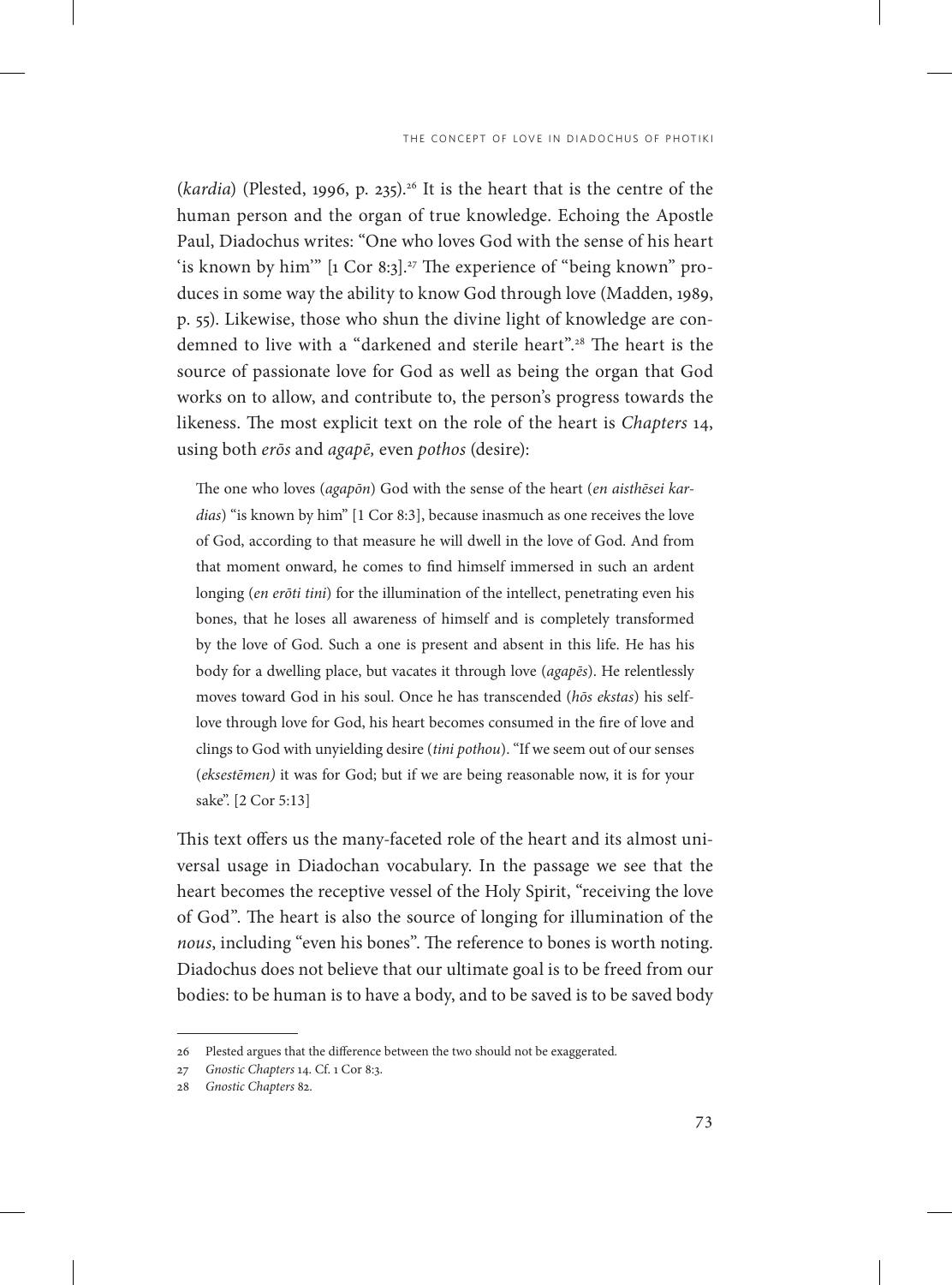(*kardia*) (Plested, 1996, p. 235).[26] It is the heart that is the centre of the human person and the organ of true knowledge. Echoing the Apostle Paul, Diadochus writes: "One who loves God with the sense of his heart 'is known by him'" [1 Cor 8:3].[27] The experience of "being known" produces in some way the ability to know God through love (Madden, 1989, p. 55). Likewise, those who shun the divine light of knowledge are condemned to live with a "darkened and sterile heart".[28] The heart is the source of passionate love for God as well as being the organ that God works on to allow, and contribute to, the person's progress towards the likeness. The most explicit text on the role of the heart is *Chapters* 14, using both *erōs* and *agapē,* even *pothos* (desire):

> The one who loves (*agapōn*) God with the sense of the heart (*en aisthēsei kardias*) "is known by him" [1 Cor 8:3], because inasmuch as one receives the love of God, according to that measure he will dwell in the love of God. And from that moment onward, he comes to find himself immersed in such an ardent longing (*en erōti tini*) for the illumination of the intellect, penetrating even his bones, that he loses all awareness of himself and is completely transformed by the love of God. Such a one is present and absent in this life. He has his body for a dwelling place, but vacates it through love (*agapēs*). He relentlessly moves toward God in his soul. Once he has transcended (*hōs ekstas*) his self-love through love for God, his heart becomes consumed in the fire of love and clings to God with unyielding desire (*tini pothou*). "If we seem out of our senses (*eksestēmen)* it was for God; but if we are being reasonable now, it is for your sake". [2 Cor 5:13]

This text offers us the many-faceted role of the heart and its almost universal usage in Diadochan vocabulary. In the passage we see that the heart becomes the receptive vessel of the Holy Spirit, "receiving the love of God". The heart is also the source of longing for illumination of the *nous*, including "even his bones". The reference to bones is worth noting. Diadochus does not believe that our ultimate goal is to be freed from our bodies: to be human is to have a body, and to be saved is to be saved body

---

26 Plested argues that the difference between the two should not be exaggerated.

27 *Gnostic Chapters* 14. Cf. 1 Cor 8:3.

28 *Gnostic Chapters* 82.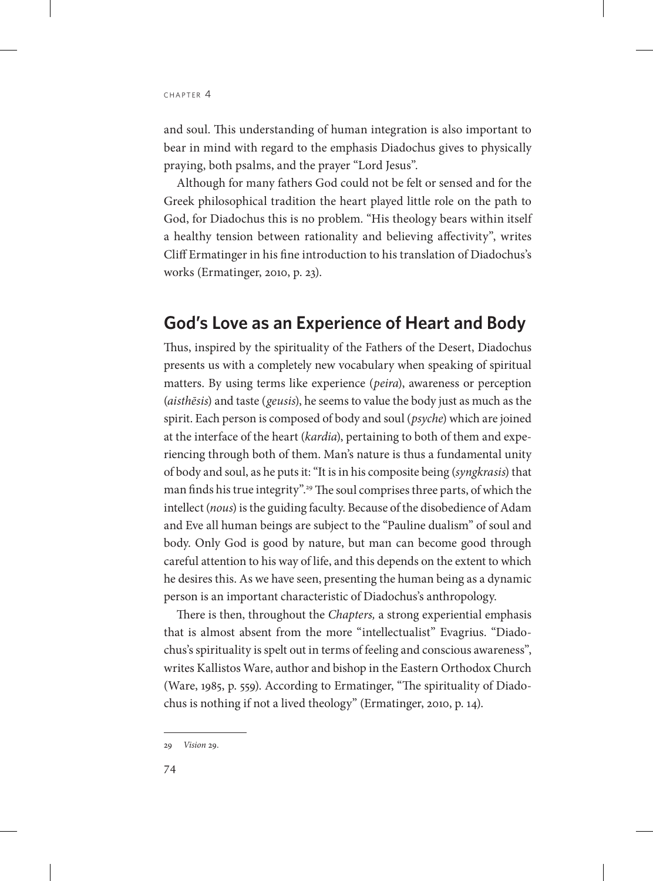and soul. This understanding of human integration is also important to bear in mind with regard to the emphasis Diadochus gives to physically praying, both psalms, and the prayer "Lord Jesus".

Although for many fathers God could not be felt or sensed and for the Greek philosophical tradition the heart played little role on the path to God, for Diadochus this is no problem. "His theology bears within itself a healthy tension between rationality and believing affectivity", writes Cliff Ermatinger in his fine introduction to his translation of Diadochus's works (Ermatinger, 2010, p. 23).

## God's Love as an Experience of Heart and Body

Thus, inspired by the spirituality of the Fathers of the Desert, Diadochus presents us with a completely new vocabulary when speaking of spiritual matters. By using terms like experience (*peira*), awareness or perception (*aisthēsis*) and taste (*geusis*), he seems to value the body just as much as the spirit. Each person is composed of body and soul (*psyche*) which are joined at the interface of the heart (*kardia*), pertaining to both of them and experiencing through both of them. Man's nature is thus a fundamental unity of body and soul, as he puts it: "It is in his composite being (*syngkrasis*) that man finds his true integrity".[29] The soul comprises three parts, of which the intellect (*nous*) is the guiding faculty. Because of the disobedience of Adam and Eve all human beings are subject to the "Pauline dualism" of soul and body. Only God is good by nature, but man can become good through careful attention to his way of life, and this depends on the extent to which he desires this. As we have seen, presenting the human being as a dynamic person is an important characteristic of Diadochus's anthropology.

There is then, throughout the *Chapters,* a strong experiential emphasis that is almost absent from the more "intellectualist" Evagrius. "Diadochus's spirituality is spelt out in terms of feeling and conscious awareness", writes Kallistos Ware, author and bishop in the Eastern Orthodox Church (Ware, 1985, p. 559). According to Ermatinger, "The spirituality of Diadochus is nothing if not a lived theology" (Ermatinger, 2010, p. 14).

---

29 *Vision* 29.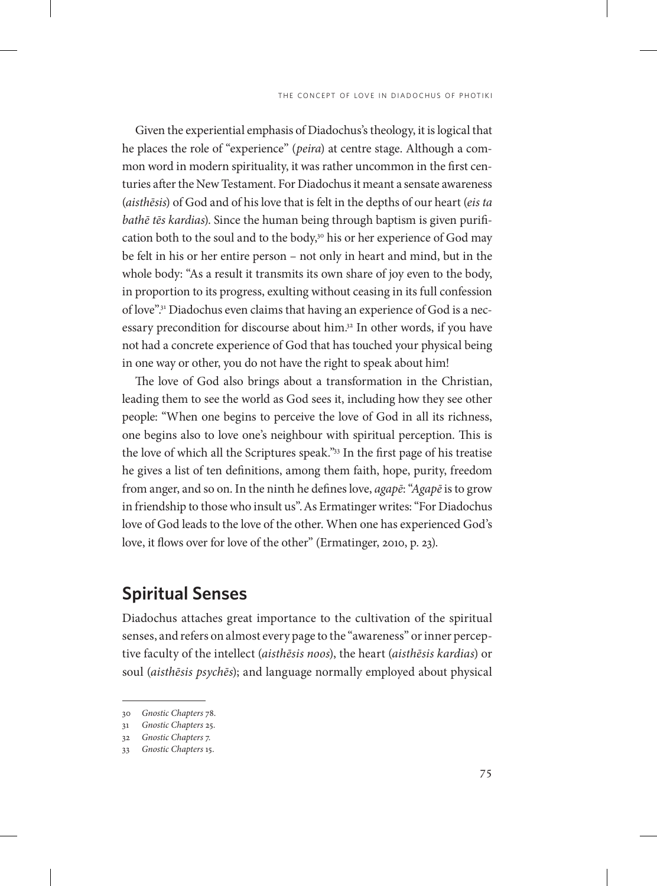Given the experiential emphasis of Diadochus's theology, it is logical that he places the role of "experience" (*peira*) at centre stage. Although a common word in modern spirituality, it was rather uncommon in the first centuries after the New Testament. For Diadochus it meant a sensate awareness (*aisthēsis*) of God and of his love that is felt in the depths of our heart (*eis ta bathē tēs kardias*). Since the human being through baptism is given purification both to the soul and to the body,[30] his or her experience of God may be felt in his or her entire person – not only in heart and mind, but in the whole body: "As a result it transmits its own share of joy even to the body, in proportion to its progress, exulting without ceasing in its full confession of love".[31] Diadochus even claims that having an experience of God is a necessary precondition for discourse about him.[32] In other words, if you have not had a concrete experience of God that has touched your physical being in one way or other, you do not have the right to speak about him!

The love of God also brings about a transformation in the Christian, leading them to see the world as God sees it, including how they see other people: "When one begins to perceive the love of God in all its richness, one begins also to love one's neighbour with spiritual perception. This is the love of which all the Scriptures speak."[33] In the first page of his treatise he gives a list of ten definitions, among them faith, hope, purity, freedom from anger, and so on. In the ninth he defines love, *agapē*: "*Agapē* is to grow in friendship to those who insult us". As Ermatinger writes: "For Diadochus love of God leads to the love of the other. When one has experienced God's love, it flows over for love of the other" (Ermatinger, 2010, p. 23).

## Spiritual Senses

Diadochus attaches great importance to the cultivation of the spiritual senses, and refers on almost every page to the "awareness" or inner perceptive faculty of the intellect (*aisthēsis noos*), the heart (*aisthēsis kardias*) or soul (*aisthēsis psychēs*); and language normally employed about physical

30 *Gnostic Chapters* 78.

31 *Gnostic Chapters* 25.

32 *Gnostic Chapters* 7.

33 *Gnostic Chapters* 15.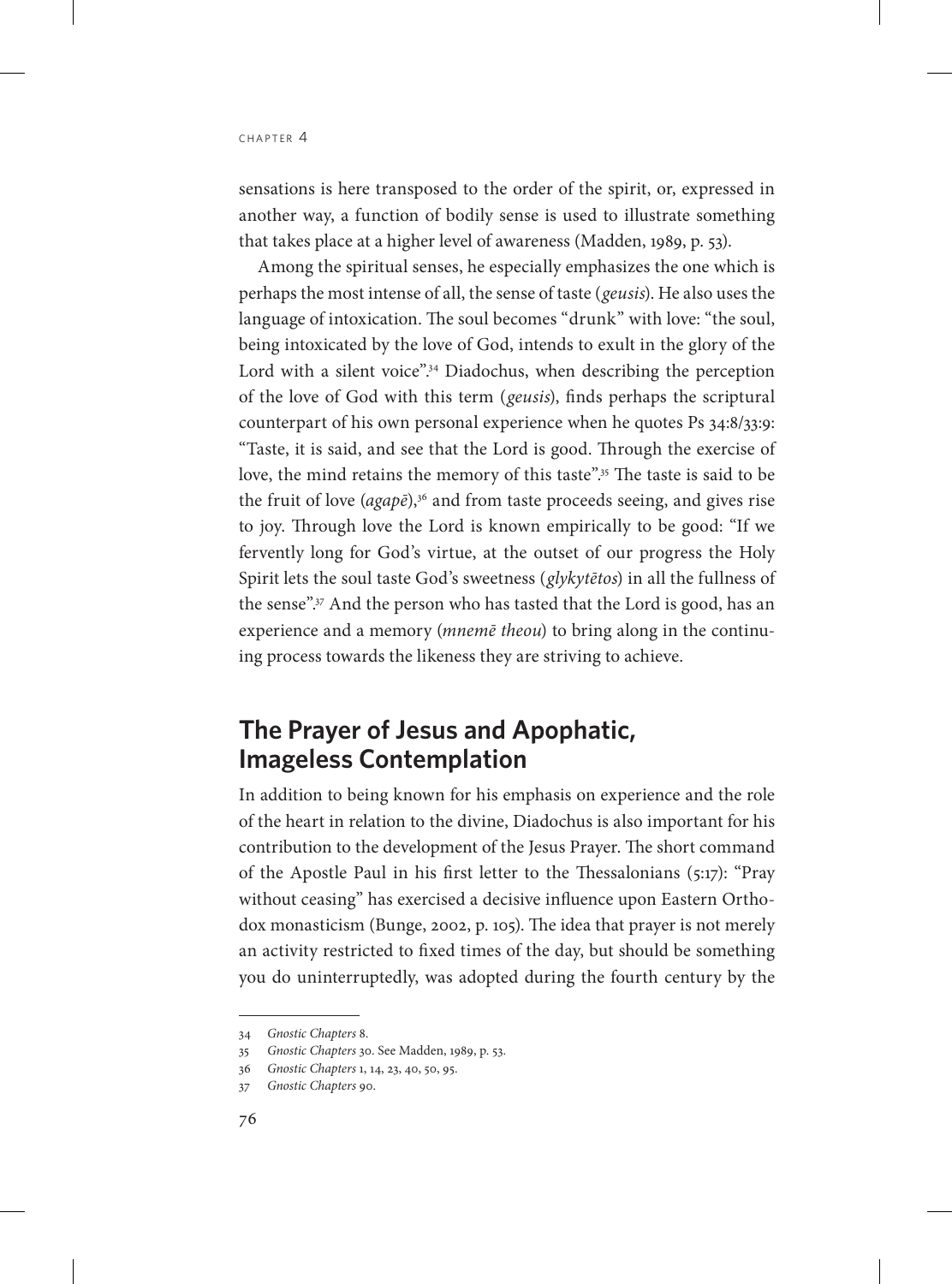sensations is here transposed to the order of the spirit, or, expressed in another way, a function of bodily sense is used to illustrate something that takes place at a higher level of awareness (Madden, 1989, p. 53).

Among the spiritual senses, he especially emphasizes the one which is perhaps the most intense of all, the sense of taste (*geusis*). He also uses the language of intoxication. The soul becomes "drunk" with love: "the soul, being intoxicated by the love of God, intends to exult in the glory of the Lord with a silent voice".[34] Diadochus, when describing the perception of the love of God with this term (*geusis*), finds perhaps the scriptural counterpart of his own personal experience when he quotes Ps 34:8/33:9: "Taste, it is said, and see that the Lord is good. Through the exercise of love, the mind retains the memory of this taste".[35] The taste is said to be the fruit of love (*agapē*),[36] and from taste proceeds seeing, and gives rise to joy. Through love the Lord is known empirically to be good: "If we fervently long for God's virtue, at the outset of our progress the Holy Spirit lets the soul taste God's sweetness (*glykytētos*) in all the fullness of the sense".[37] And the person who has tasted that the Lord is good, has an experience and a memory (*mnemē theou*) to bring along in the continuing process towards the likeness they are striving to achieve.

## The Prayer of Jesus and Apophatic, Imageless Contemplation

In addition to being known for his emphasis on experience and the role of the heart in relation to the divine, Diadochus is also important for his contribution to the development of the Jesus Prayer. The short command of the Apostle Paul in his first letter to the Thessalonians (5:17): "Pray without ceasing" has exercised a decisive influence upon Eastern Orthodox monasticism (Bunge, 2002, p. 105). The idea that prayer is not merely an activity restricted to fixed times of the day, but should be something you do uninterruptedly, was adopted during the fourth century by the

---

34 *Gnostic Chapters* 8.

35 *Gnostic Chapters* 30. See Madden, 1989, p. 53.

36 *Gnostic Chapters* 1, 14, 23, 40, 50, 95.

37 *Gnostic Chapters* 90.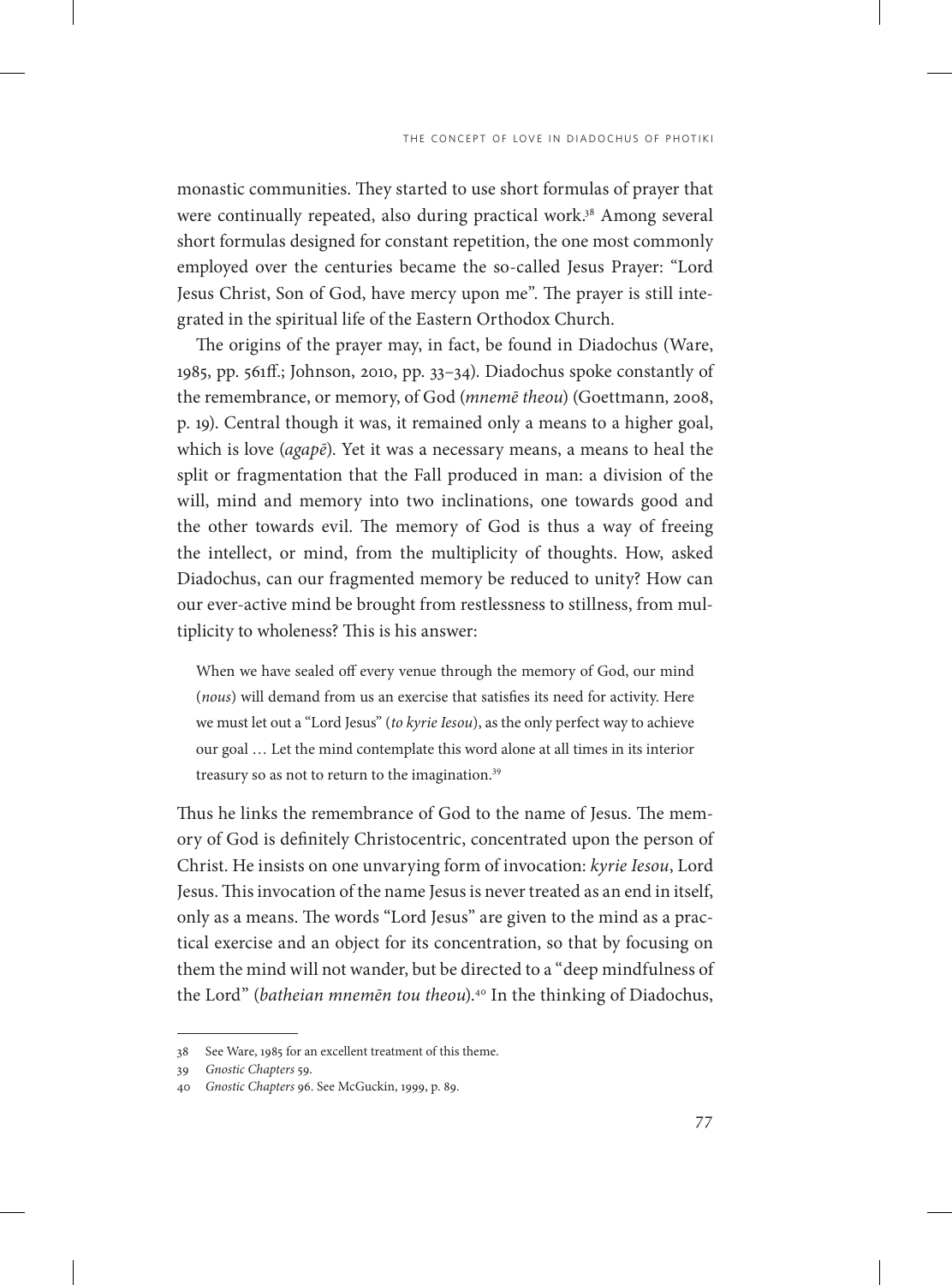monastic communities. They started to use short formulas of prayer that were continually repeated, also during practical work.[38] Among several short formulas designed for constant repetition, the one most commonly employed over the centuries became the so-called Jesus Prayer: "Lord Jesus Christ, Son of God, have mercy upon me". The prayer is still integrated in the spiritual life of the Eastern Orthodox Church.

The origins of the prayer may, in fact, be found in Diadochus (Ware, 1985, pp. 561ff.; Johnson, 2010, pp. 33–34). Diadochus spoke constantly of the remembrance, or memory, of God (*mnemē theou*) (Goettmann, 2008, p. 19). Central though it was, it remained only a means to a higher goal, which is love (*agapē*). Yet it was a necessary means, a means to heal the split or fragmentation that the Fall produced in man: a division of the will, mind and memory into two inclinations, one towards good and the other towards evil. The memory of God is thus a way of freeing the intellect, or mind, from the multiplicity of thoughts. How, asked Diadochus, can our fragmented memory be reduced to unity? How can our ever-active mind be brought from restlessness to stillness, from multiplicity to wholeness? This is his answer:

> When we have sealed off every venue through the memory of God, our mind (*nous*) will demand from us an exercise that satisfies its need for activity. Here we must let out a "Lord Jesus" (*to kyrie Iesou*), as the only perfect way to achieve our goal … Let the mind contemplate this word alone at all times in its interior treasury so as not to return to the imagination.[39]

Thus he links the remembrance of God to the name of Jesus. The memory of God is definitely Christocentric, concentrated upon the person of Christ. He insists on one unvarying form of invocation: *kyrie Iesou*, Lord Jesus. This invocation of the name Jesus is never treated as an end in itself, only as a means. The words "Lord Jesus" are given to the mind as a practical exercise and an object for its concentration, so that by focusing on them the mind will not wander, but be directed to a "deep mindfulness of the Lord" (*batheian mnemēn tou theou*).[40] In the thinking of Diadochus,

---

38 See Ware, 1985 for an excellent treatment of this theme.

39 *Gnostic Chapters* 59.

40 *Gnostic Chapters* 96. See McGuckin, 1999, p. 89.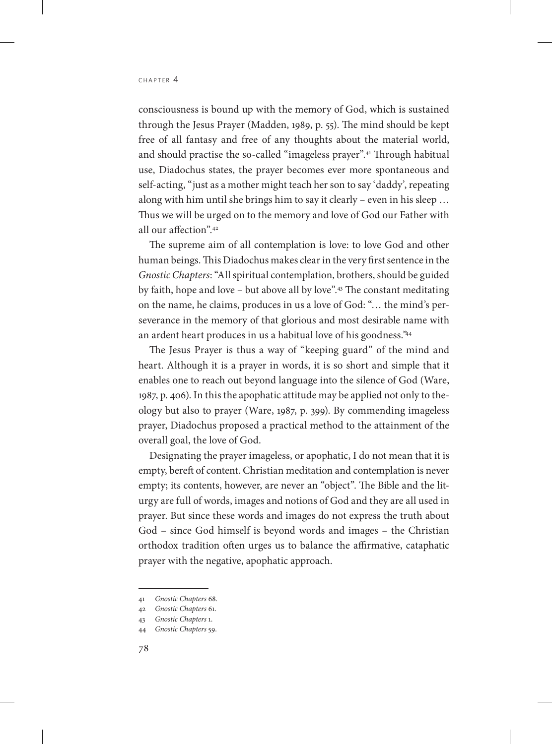consciousness is bound up with the memory of God, which is sustained through the Jesus Prayer (Madden, 1989, p. 55). The mind should be kept free of all fantasy and free of any thoughts about the material world, and should practise the so-called "imageless prayer".[41] Through habitual use, Diadochus states, the prayer becomes ever more spontaneous and self-acting, "just as a mother might teach her son to say 'daddy', repeating along with him until she brings him to say it clearly – even in his sleep … Thus we will be urged on to the memory and love of God our Father with all our affection".[42]

The supreme aim of all contemplation is love: to love God and other human beings. This Diadochus makes clear in the very first sentence in the *Gnostic Chapters*: "All spiritual contemplation, brothers, should be guided by faith, hope and love – but above all by love".[43] The constant meditating on the name, he claims, produces in us a love of God: "… the mind's perseverance in the memory of that glorious and most desirable name with an ardent heart produces in us a habitual love of his goodness."[44]

The Jesus Prayer is thus a way of "keeping guard" of the mind and heart. Although it is a prayer in words, it is so short and simple that it enables one to reach out beyond language into the silence of God (Ware, 1987, p. 406). In this the apophatic attitude may be applied not only to theology but also to prayer (Ware, 1987, p. 399). By commending imageless prayer, Diadochus proposed a practical method to the attainment of the overall goal, the love of God.

Designating the prayer imageless, or apophatic, I do not mean that it is empty, bereft of content. Christian meditation and contemplation is never empty; its contents, however, are never an "object". The Bible and the liturgy are full of words, images and notions of God and they are all used in prayer. But since these words and images do not express the truth about God – since God himself is beyond words and images – the Christian orthodox tradition often urges us to balance the affirmative, cataphatic prayer with the negative, apophatic approach.

---

41 *Gnostic Chapters* 68.

42 *Gnostic Chapters* 61.

43 *Gnostic Chapters* 1.

44 *Gnostic Chapters* 59.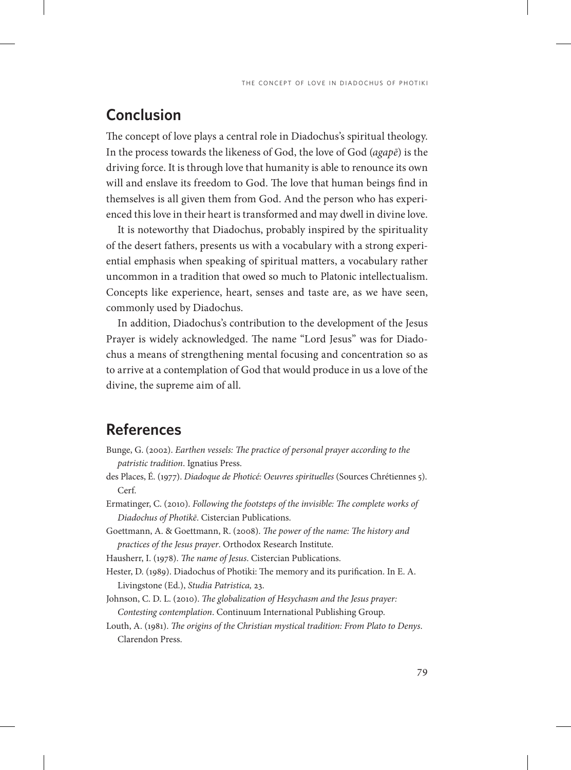## Conclusion

The concept of love plays a central role in Diadochus's spiritual theology. In the process towards the likeness of God, the love of God (*agapē*) is the driving force. It is through love that humanity is able to renounce its own will and enslave its freedom to God. The love that human beings find in themselves is all given them from God. And the person who has experienced this love in their heart is transformed and may dwell in divine love.

It is noteworthy that Diadochus, probably inspired by the spirituality of the desert fathers, presents us with a vocabulary with a strong experiential emphasis when speaking of spiritual matters, a vocabulary rather uncommon in a tradition that owed so much to Platonic intellectualism. Concepts like experience, heart, senses and taste are, as we have seen, commonly used by Diadochus.

In addition, Diadochus's contribution to the development of the Jesus Prayer is widely acknowledged. The name "Lord Jesus" was for Diadochus a means of strengthening mental focusing and concentration so as to arrive at a contemplation of God that would produce in us a love of the divine, the supreme aim of all.

## References

Bunge, G. (2002). *Earthen vessels: The practice of personal prayer according to the patristic tradition*. Ignatius Press.

des Places, É. (1977). *Diadoque de Photicé: Oeuvres spirituelles* (Sources Chrétiennes 5). Cerf.

Ermatinger, C. (2010). *Following the footsteps of the invisible: The complete works of Diadochus of Photikē*. Cistercian Publications.

Goettmann, A. & Goettmann, R. (2008). *The power of the name: The history and practices of the Jesus prayer*. Orthodox Research Institute.

Hausherr, I. (1978). *The name of Jesus*. Cistercian Publications.

Hester, D. (1989). Diadochus of Photiki: The memory and its purification. In E. A. Livingstone (Ed.), *Studia Patristica,* 23.

Johnson, C. D. L. (2010). *The globalization of Hesychasm and the Jesus prayer: Contesting contemplation*. Continuum International Publishing Group.

Louth, A. (1981). *The origins of the Christian mystical tradition: From Plato to Denys*. Clarendon Press.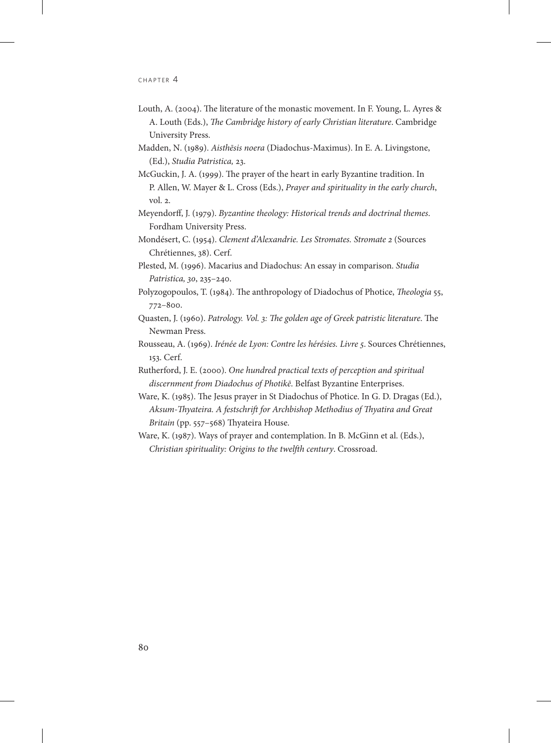Louth, A. (2004). The literature of the monastic movement. In F. Young, L. Ayres & A. Louth (Eds.), *The Cambridge history of early Christian literature*. Cambridge University Press.

Madden, N. (1989). *Aisthēsis noera* (Diadochus-Maximus). In E. A. Livingstone, (Ed.), *Studia Patristica,* 23.

McGuckin, J. A. (1999). The prayer of the heart in early Byzantine tradition. In P. Allen, W. Mayer & L. Cross (Eds.), *Prayer and spirituality in the early church*, vol. 2.

Meyendorff, J. (1979). *Byzantine theology: Historical trends and doctrinal themes*. Fordham University Press.

Mondésert, C. (1954). *Clement d'Alexandrie. Les Stromates. Stromate 2* (Sources Chrétiennes, 38). Cerf.

Plested, M. (1996). Macarius and Diadochus: An essay in comparison. *Studia Patristica, 30*, 235–240.

Polyzogopoulos, T. (1984). The anthropology of Diadochus of Photice, *Theologia* 55, 772–800.

Quasten, J. (1960). *Patrology. Vol. 3: The golden age of Greek patristic literature*. The Newman Press.

Rousseau, A. (1969). *Irénée de Lyon: Contre les hérésies. Livre 5*. Sources Chrétiennes, 153. Cerf.

Rutherford, J. E. (2000). *One hundred practical texts of perception and spiritual discernment from Diadochus of Photikē*. Belfast Byzantine Enterprises.

Ware, K. (1985). The Jesus prayer in St Diadochus of Photice. In G. D. Dragas (Ed.), *Aksum-Thyateira. A festschrift for Archbishop Methodius of Thyatira and Great Britain* (pp. 557–568) Thyateira House.

Ware, K. (1987). Ways of prayer and contemplation. In B. McGinn et al. (Eds.), *Christian spirituality: Origins to the twelfth century*. Crossroad.